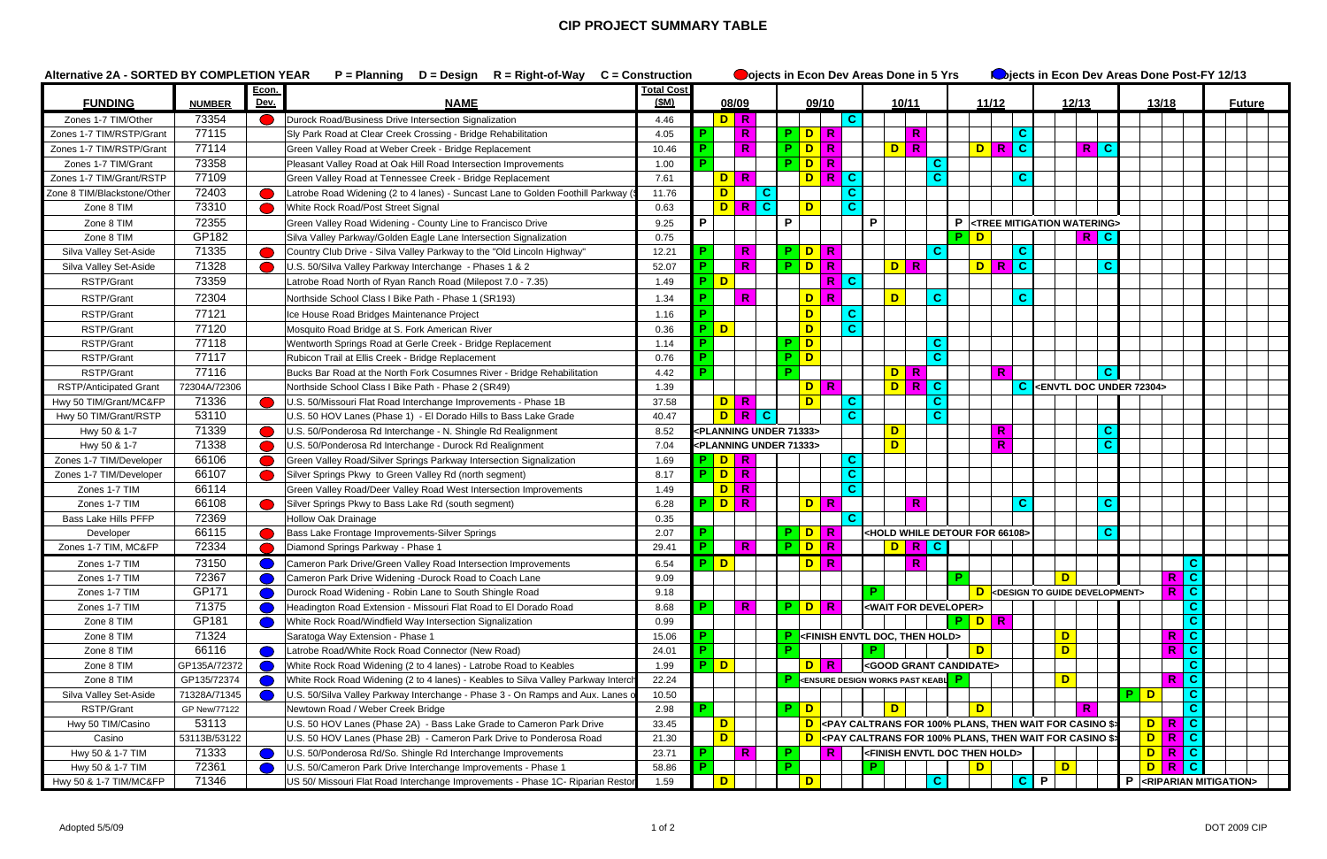# CIP PROJECT SUMMARY TABLE

**Alternative 2A - SORTED BY COMPLETION YEAR** P = Planning D = Design R = Right-of-Way C = Construction

● (red) Projects in Econ Dev Areas Done in 5 Yrs ● (blue) Projects in Econ Dev Areas Done Post-FY 12/13

| FUNDING | NUMBER | Econ. Dev. | NAME | Total Cost ($M) | 08/09 | 09/10 | 10/11 | 11/12 | 12/13 | 13/18 | Future |
|---|---|---|---|---|---|---|---|---|---|---|---|
| Zones 1-7 TIM/Other | 73354 | ● (red) | Durock Road/Business Drive Intersection Signalization | 4.46 | D R | C | | | | | |
| Zones 1-7 TIM/RSTP/Grant | 77115 | | Sly Park Road at Clear Creek Crossing - Bridge Rehabilitation | 4.05 | P R | P D R | R | C | | | |
| Zones 1-7 TIM/RSTP/Grant | 77114 | | Green Valley Road at Weber Creek - Bridge Replacement | 10.46 | P R | P D R | D R | D R C | R C | | |
| Zones 1-7 TIM/Grant | 73358 | | Pleasant Valley Road at Oak Hill Road Intersection Improvements | 1.00 | P | P D R | C | | | | |
| Zones 1-7 TIM/Grant/RSTP | 77109 | | Green Valley Road at Tennessee Creek - Bridge Replacement | 7.61 | D R | D R C | C | C | | | |
| Zone 8 TIM/Blackstone/Other | 72403 | ● (red) | Latrobe Road Widening (2 to 4 lanes) - Suncast Lane to Golden Foothill Parkway (S | 11.76 | D C | C | | | | | |
| Zone 8 TIM | 73310 | ● (red) | White Rock Road/Post Street Signal | 0.63 | D R C | D C | | | | | |
| Zone 8 TIM | 72355 | | Green Valley Road Widening - County Line to Francisco Drive | 9.25 | P | P | P | P <TREE MITIGATION WATERING> | | | |
| Zone 8 TIM | GP182 | | Silva Valley Parkway/Golden Eagle Lane Intersection Signalization | 0.75 | | | | P D | R C | | |
| Silva Valley Set-Aside | 71335 | ● (red) | Country Club Drive - Silva Valley Parkway to the "Old Lincoln Highway" | 12.21 | P R | P D R | C | C | | | |
| Silva Valley Set-Aside | 71328 | ● (red) | U.S. 50/Silva Valley Parkway Interchange - Phases 1 & 2 | 52.07 | P R | P D R | D R | D R C | C | | |
| RSTP/Grant | 73359 | | Latrobe Road North of Ryan Ranch Road (Milepost 7.0 - 7.35) | 1.49 | P D | R C | | | | | |
| RSTP/Grant | 72304 | | Northside School Class I Bike Path - Phase 1 (SR193) | 1.34 | P R | D R | D C | C | | | |
| RSTP/Grant | 77121 | | Ice House Road Bridges Maintenance Project | 1.16 | P | D C | | | | | |
| RSTP/Grant | 77120 | | Mosquito Road Bridge at S. Fork American River | 0.36 | P D | D C | | | | | |
| RSTP/Grant | 77118 | | Wentworth Springs Road at Gerle Creek - Bridge Replacement | 1.14 | P | P D | C | | | | |
| RSTP/Grant | 77117 | | Rubicon Trail at Ellis Creek - Bridge Replacement | 0.76 | P | P D | C | | | | |
| RSTP/Grant | 77116 | | Bucks Bar Road at the North Fork Cosumnes River - Bridge Rehabilitation | 4.42 | P | P | D R | R | C | | |
| RSTP/Anticipated Grant | 72304A/72306 | | Northside School Class I Bike Path - Phase 2 (SR49) | 1.39 | | D R | D R C | C <ENVTL DOC UNDER 72304> | | | |
| Hwy 50 TIM/Grant/MC&FP | 71336 | ● (red) | U.S. 50/Missouri Flat Road Interchange Improvements - Phase 1B | 37.58 | D R | D C | C | | | | |
| Hwy 50 TIM/Grant/RSTP | 53110 | | U.S. 50 HOV Lanes (Phase 1) - El Dorado Hills to Bass Lake Grade | 40.47 | D R C | C | C | | | | |
| Hwy 50 & 1-7 | 71339 | ● (red) | U.S. 50/Ponderosa Rd Interchange - N. Shingle Rd Realignment | 8.52 | <PLANNING UNDER 71333> | | D | R | C | | |
| Hwy 50 & 1-7 | 71338 | ● (red) | U.S. 50/Ponderosa Rd Interchange - Durock Rd Realignment | 7.04 | <PLANNING UNDER 71333> | | D | R | C | | |
| Zones 1-7 TIM/Developer | 66106 | ● (red) | Green Valley Road/Silver Springs Parkway Intersection Signalization | 1.69 | P D R | C | | | | | |
| Zones 1-7 TIM/Developer | 66107 | ● (red) | Silver Springs Pkwy to Green Valley Rd (north segment) | 8.17 | P D R | C | | | | | |
| Zones 1-7 TIM | 66114 | | Green Valley Road/Deer Valley Road West Intersection Improvements | 1.49 | D R | C | | | | | |
| Zones 1-7 TIM | 66108 | ● (red) | Silver Springs Pkwy to Bass Lake Rd (south segment) | 6.28 | P D R | D R | R | C | C | | |
| Bass Lake Hills PFFP | 72369 | | Hollow Oak Drainage | 0.35 | | C | | | | | |
| Developer | 66115 | ● (red) | Bass Lake Frontage Improvements-Silver Springs | 2.07 | P | P D R | <HOLD WHILE DETOUR FOR 66108> | | C | | |
| Zones 1-7 TIM, MC&FP | 72334 | | Diamond Springs Parkway - Phase 1 | 29.41 | P R | P D R | D R C | | | | |
| Zones 1-7 TIM | 73150 | ● (blue) | Cameron Park Drive/Green Valley Road Intersection Improvements | 6.54 | P D | D R | R | | | C | |
| Zones 1-7 TIM | 72367 | ● (blue) | Cameron Park Drive Widening -Durock Road to Coach Lane | 9.09 | | | | P | D | R C | |
| Zones 1-7 TIM | GP171 | ● (blue) | Durock Road Widening - Robin Lane to South Shingle Road | 9.18 | | | P | D <DESIGN TO GUIDE DEVELOPMENT> | | R C | |
| Zones 1-7 TIM | 71375 | ● (blue) | Headington Road Extension - Missouri Flat Road to El Dorado Road | 8.68 | P R | P D R | <WAIT FOR DEVELOPER> | | | C | |
| Zone 8 TIM | GP181 | ● (blue) | White Rock Road/Windfield Way Intersection Signalization | 0.99 | | | | P D R | | C | |
| Zone 8 TIM | 71324 | | Saratoga Way Extension - Phase 1 | 15.06 | P | P <FINISH ENVTL DOC, THEN HOLD> | | | D | R C | |
| Zone 8 TIM | 66116 | ● (blue) | Latrobe Road/White Rock Road Connector (New Road) | 24.01 | P | P | P | D | D | R C | |
| Zone 8 TIM | GP135A/72372 | ● (blue) | White Rock Road Widening (2 to 4 lanes) - Latrobe Road to Keables | 1.99 | P D | D R | <GOOD GRANT CANDIDATE> | | | C | |
| Zone 8 TIM | GP135/72374 | ● (blue) | White Rock Road Widening (2 to 4 lanes) - Keables to Silva Valley Parkway Interch | 22.24 | | P <ENSURE DESIGN WORKS PAST KEABLES> | | P | D | R C | |
| Silva Valley Set-Aside | 71328A/71345 | ● (blue) | U.S. 50/Silva Valley Parkway Interchange - Phase 3 - On Ramps and Aux. Lanes o | 10.50 | | | | | | P D C | |
| RSTP/Grant | GP New/77122 | | Newtown Road / Weber Creek Bridge | 2.98 | P | P D | D | D | R | C | |
| Hwy 50 TIM/Casino | 53113 | | U.S. 50 HOV Lanes (Phase 2A) - Bass Lake Grade to Cameron Park Drive | 33.45 | D | D <PAY CALTRANS FOR 100% PLANS, THEN WAIT FOR CASINO $> | | | | D R C | |
| Casino | 53113B/53122 | | U.S. 50 HOV Lanes (Phase 2B) - Cameron Park Drive to Ponderosa Road | 21.30 | D | D <PAY CALTRANS FOR 100% PLANS, THEN WAIT FOR CASINO $> | | | | D R C | |
| Hwy 50 & 1-7 TIM | 71333 | ● (blue) | U.S. 50/Ponderosa Rd/So. Shingle Rd Interchange Improvements | 23.71 | P R | P R | <FINISH ENVTL DOC THEN HOLD> | | | D R C | |
| Hwy 50 & 1-7 TIM | 72361 | ● (blue) | U.S. 50/Cameron Park Drive Interchange Improvements - Phase 1 | 58.86 | P | P | P | D | D | D R C | |
| Hwy 50 & 1-7 TIM/MC&FP | 71346 | | US 50/ Missouri Flat Road Interchange Improvements - Phase 1C- Riparian Restor | 1.59 | D | D | C | C | P | P <RIPARIAN MITIGATION> | |

Adopted 5/5/09

DOT 2009 CIP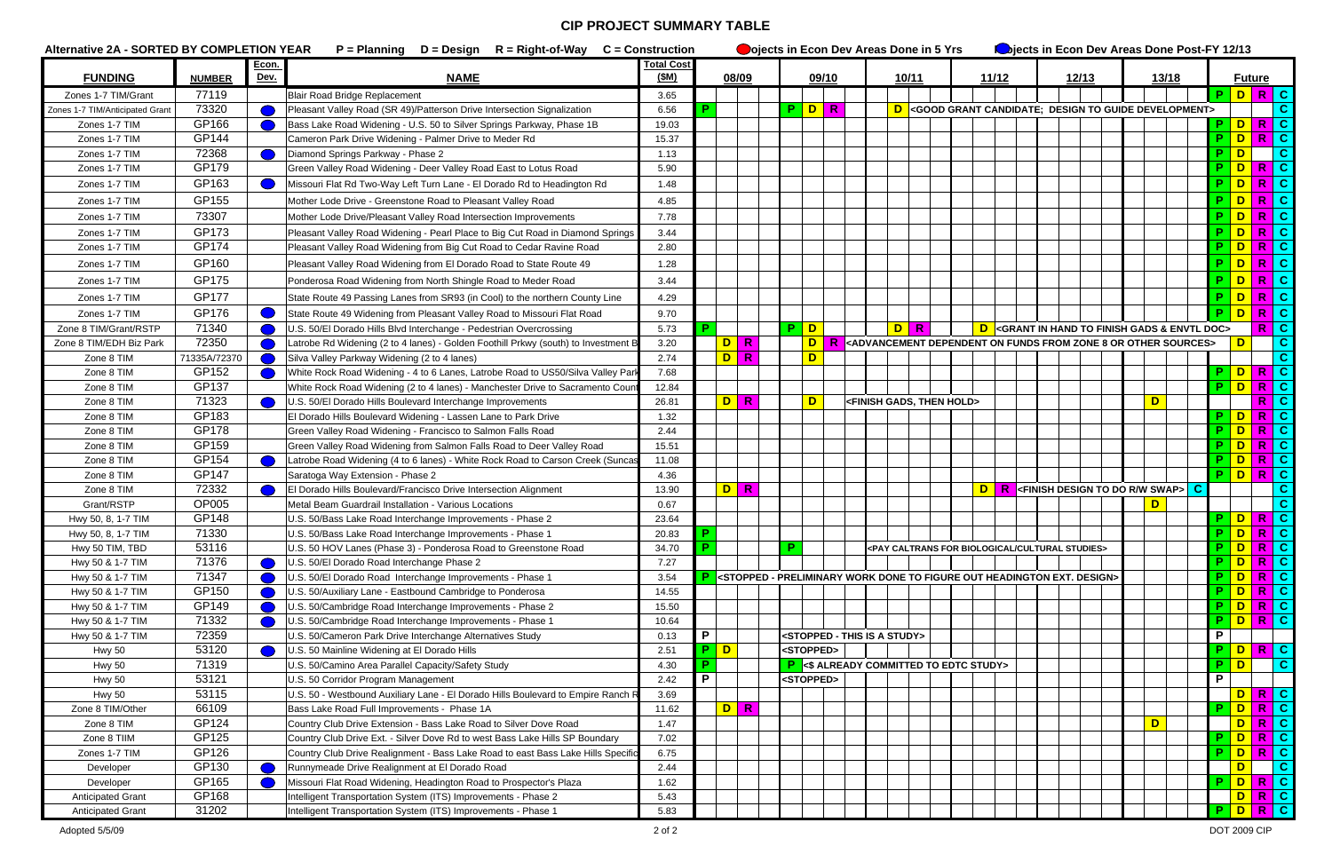# CIP PROJECT SUMMARY TABLE

**Alternative 2A - SORTED BY COMPLETION YEAR** P = Planning D = Design R = Right-of-Way C = Construction

● Projects in Econ Dev Areas Done in 5 Yrs ● Projects in Econ Dev Areas Done Post-FY 12/13

| FUNDING | NUMBER | Econ. Dev. | NAME | Total Cost ($M) | 08/09 | 09/10 | 10/11 | 11/12 | 12/13 | 13/18 | Future |
|---|---|---|---|---|---|---|---|---|---|---|---|
| Zones 1-7 TIM/Grant | 77119 | | Blair Road Bridge Replacement | 3.65 | | | | | | | P D R C |
| Zones 1-7 TIM/Anticipated Grant | 73320 | ● | Pleasant Valley Road (SR 49)/Patterson Drive Intersection Signalization | 6.56 | P | P D R | D <GOOD GRANT CANDIDATE; DESIGN TO GUIDE DEVELOPMENT> | | | | C |
| Zones 1-7 TIM | GP166 | ● | Bass Lake Road Widening - U.S. 50 to Silver Springs Parkway, Phase 1B | 19.03 | | | | | | | P D R C |
| Zones 1-7 TIM | GP144 | | Cameron Park Drive Widening - Palmer Drive to Meder Rd | 15.37 | | | | | | | P D R C |
| Zones 1-7 TIM | 72368 | ● | Diamond Springs Parkway - Phase 2 | 1.13 | | | | | | | P D C |
| Zones 1-7 TIM | GP179 | | Green Valley Road Widening - Deer Valley Road East to Lotus Road | 5.90 | | | | | | | P D R C |
| Zones 1-7 TIM | GP163 | ● | Missouri Flat Rd Two-Way Left Turn Lane - El Dorado Rd to Headington Rd | 1.48 | | | | | | | P D R C |
| Zones 1-7 TIM | GP155 | | Mother Lode Drive - Greenstone Road to Pleasant Valley Road | 4.85 | | | | | | | P D R C |
| Zones 1-7 TIM | 73307 | | Mother Lode Drive/Pleasant Valley Road Intersection Improvements | 7.78 | | | | | | | P D R C |
| Zones 1-7 TIM | GP173 | | Pleasant Valley Road Widening - Pearl Place to Big Cut Road in Diamond Springs | 3.44 | | | | | | | P D R C |
| Zones 1-7 TIM | GP174 | | Pleasant Valley Road Widening from Big Cut Road to Cedar Ravine Road | 2.80 | | | | | | | P D R C |
| Zones 1-7 TIM | GP160 | | Pleasant Valley Road Widening from El Dorado Road to State Route 49 | 1.28 | | | | | | | P D R C |
| Zones 1-7 TIM | GP175 | | Ponderosa Road Widening from North Shingle Road to Meder Road | 3.44 | | | | | | | P D R C |
| Zones 1-7 TIM | GP177 | | State Route 49 Passing Lanes from SR93 (in Cool) to the northern County Line | 4.29 | | | | | | | P D R C |
| Zones 1-7 TIM | GP176 | ● | State Route 49 Widening from Pleasant Valley Road to Missouri Flat Road | 9.70 | | | | | | | P D R C |
| Zone 8 TIM/Grant/RSTP | 71340 | ● | U.S. 50/El Dorado Hills Blvd Interchange - Pedestrian Overcrossing | 5.73 | P | P D | D R | D <GRANT IN HAND TO FINISH GADS & ENVTL DOC> | | | R C |
| Zone 8 TIM/EDH Biz Park | 72350 | ● | Latrobe Rd Widening (2 to 4 lanes) - Golden Foothill Prkwy (south) to Investment B | 3.20 | D R | D R <ADVANCEMENT DEPENDENT ON FUNDS FROM ZONE 8 OR OTHER SOURCES> | | | | | D C |
| Zone 8 TIM | 71335A/72370 | ● | Silva Valley Parkway Widening (2 to 4 lanes) | 2.74 | D R | D | | | | | C |
| Zone 8 TIM | GP152 | ● | White Rock Road Widening - 4 to 6 Lanes, Latrobe Road to US50/Silva Valley Park | 7.68 | | | | | | | P D R C |
| Zone 8 TIM | GP137 | | White Rock Road Widening (2 to 4 lanes) - Manchester Drive to Sacramento Count | 12.84 | | | | | | | P D R C |
| Zone 8 TIM | 71323 | ● | U.S. 50/El Dorado Hills Boulevard Interchange Improvements | 26.81 | D R | D | <FINISH GADS, THEN HOLD> | | | D | R C |
| Zone 8 TIM | GP183 | | El Dorado Hills Boulevard Widening - Lassen Lane to Park Drive | 1.32 | | | | | | | P D R C |
| Zone 8 TIM | GP178 | | Green Valley Road Widening - Francisco to Salmon Falls Road | 2.44 | | | | | | | P D R C |
| Zone 8 TIM | GP159 | | Green Valley Road Widening from Salmon Falls Road to Deer Valley Road | 15.51 | | | | | | | P D R C |
| Zone 8 TIM | GP154 | ● | Latrobe Road Widening (4 to 6 lanes) - White Rock Road to Carson Creek (Suncas | 11.08 | | | | | | | P D R C |
| Zone 8 TIM | GP147 | | Saratoga Way Extension - Phase 2 | 4.36 | | | | | | | P D R C |
| Zone 8 TIM | 72332 | ● | El Dorado Hills Boulevard/Francisco Drive Intersection Alignment | 13.90 | D R | | | D R <FINISH DESIGN TO DO R/W SWAP> | | C | C |
| Grant/RSTP | OP005 | | Metal Beam Guardrail Installation - Various Locations | 0.67 | | | | | | D | C |
| Hwy 50, 8, 1-7 TIM | GP148 | | U.S. 50/Bass Lake Road Interchange Improvements - Phase 2 | 23.64 | | | | | | | P D R C |
| Hwy 50, 8, 1-7 TIM | 71330 | | U.S. 50/Bass Lake Road Interchange Improvements - Phase 1 | 20.83 | P | | | | | | P D R C |
| Hwy 50 TIM, TBD | 53116 | | U.S. 50 HOV Lanes (Phase 3) - Ponderosa Road to Greenstone Road | 34.70 | P | P | <PAY CALTRANS FOR BIOLOGICAL/CULTURAL STUDIES> | | | | P D R C |
| Hwy 50 & 1-7 TIM | 71376 | ● | U.S. 50/El Dorado Road Interchange Phase 2 | 7.27 | | | | | | | P D R C |
| Hwy 50 & 1-7 TIM | 71347 | ● | U.S. 50/El Dorado Road Interchange Improvements - Phase 1 | 3.54 | P <STOPPED - PRELIMINARY WORK DONE TO FIGURE OUT HEADINGTON EXT. DESIGN> | | | | | | P D R C |
| Hwy 50 & 1-7 TIM | GP150 | ● | U.S. 50/Auxiliary Lane - Eastbound Cambridge to Ponderosa | 14.55 | | | | | | | P D R C |
| Hwy 50 & 1-7 TIM | GP149 | ● | U.S. 50/Cambridge Road Interchange Improvements - Phase 2 | 15.50 | | | | | | | P D R C |
| Hwy 50 & 1-7 TIM | 71332 | ● | U.S. 50/Cambridge Road Interchange Improvements - Phase 1 | 10.64 | | | | | | | P D R C |
| Hwy 50 & 1-7 TIM | 72359 | | U.S. 50/Cameron Park Drive Interchange Alternatives Study | 0.13 | P | <STOPPED - THIS IS A STUDY> | | | | | P |
| Hwy 50 | 53120 | ● | U.S. 50 Mainline Widening at El Dorado Hills | 2.51 | P D | <STOPPED> | | | | | P D R C |
| Hwy 50 | 71319 | | U.S. 50/Camino Area Parallel Capacity/Safety Study | 4.30 | P | P <$ ALREADY COMMITTED TO EDTC STUDY> | | | | | P D C |
| Hwy 50 | 53121 | | U.S. 50 Corridor Program Management | 2.42 | P | <STOPPED> | | | | | P |
| Hwy 50 | 53115 | | U.S. 50 - Westbound Auxiliary Lane - El Dorado Hills Boulevard to Empire Ranch R | 3.69 | | | | | | | D R C |
| Zone 8 TIM/Other | 66109 | | Bass Lake Road Full Improvements - Phase 1A | 11.62 | D R | | | | | | P D R C |
| Zone 8 TIM | GP124 | | Country Club Drive Extension - Bass Lake Road to Silver Dove Road | 1.47 | | | | | | D | D R C |
| Zone 8 TIIM | GP125 | | Country Club Drive Ext. - Silver Dove Rd to west Bass Lake Hills SP Boundary | 7.02 | | | | | | | P D R C |
| Zones 1-7 TIM | GP126 | | Country Club Drive Realignment - Bass Lake Road to east Bass Lake Hills Specific | 6.75 | | | | | | | P D R C |
| Developer | GP130 | ● | Runnymeade Drive Realignment at El Dorado Road | 2.44 | | | | | | | D C |
| Developer | GP165 | ● | Missouri Flat Road Widening, Headington Road to Prospector's Plaza | 1.62 | | | | | | | P D R C |
| Anticipated Grant | GP168 | | Intelligent Transportation System (ITS) Improvements - Phase 2 | 5.43 | | | | | | | D R C |
| Anticipated Grant | 31202 | | Intelligent Transportation System (ITS) Improvements - Phase 1 | 5.83 | | | | | | | P D R C |